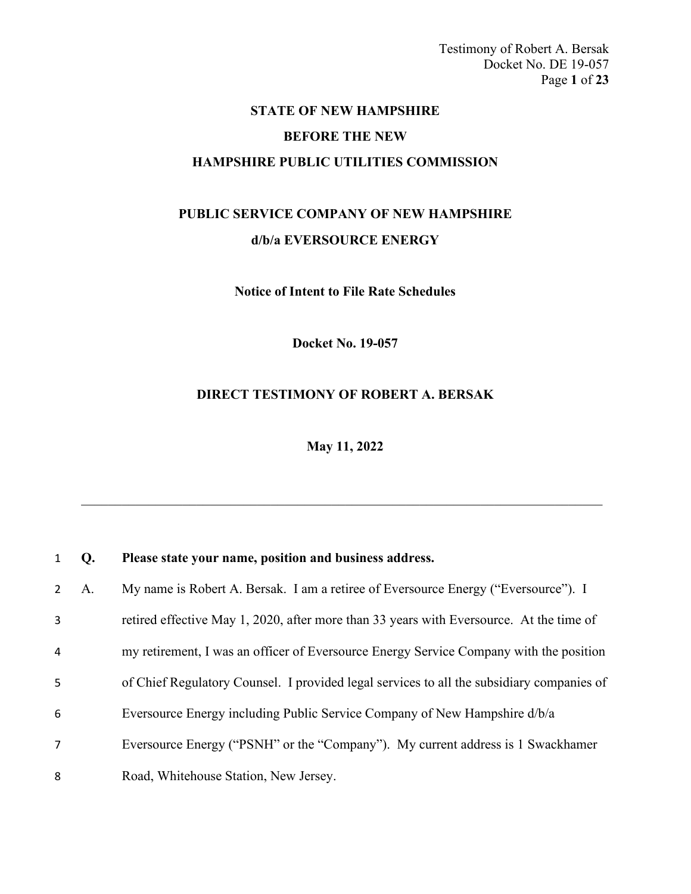**STATE OF NEW HAMPSHIRE**

**BEFORE THE NEW**

**HAMPSHIRE PUBLIC UTILITIES COMMISSION**

**PUBLIC SERVICE COMPANY OF NEW HAMPSHIRE**

**d/b/a EVERSOURCE ENERGY**

**Notice of Intent to File Rate Schedules**

**Docket No. 19-057**

**DIRECT TESTIMONY OF ROBERT A. BERSAK**

**May 11, 2022**

---

**Q. Please state your name, position and business address.**

A. My name is Robert A. Bersak. I am a retiree of Eversource Energy ("Eversource"). I retired effective May 1, 2020, after more than 33 years with Eversource. At the time of my retirement, I was an officer of Eversource Energy Service Company with the position of Chief Regulatory Counsel. I provided legal services to all the subsidiary companies of Eversource Energy including Public Service Company of New Hampshire d/b/a Eversource Energy ("PSNH" or the "Company"). My current address is 1 Swackhamer Road, Whitehouse Station, New Jersey.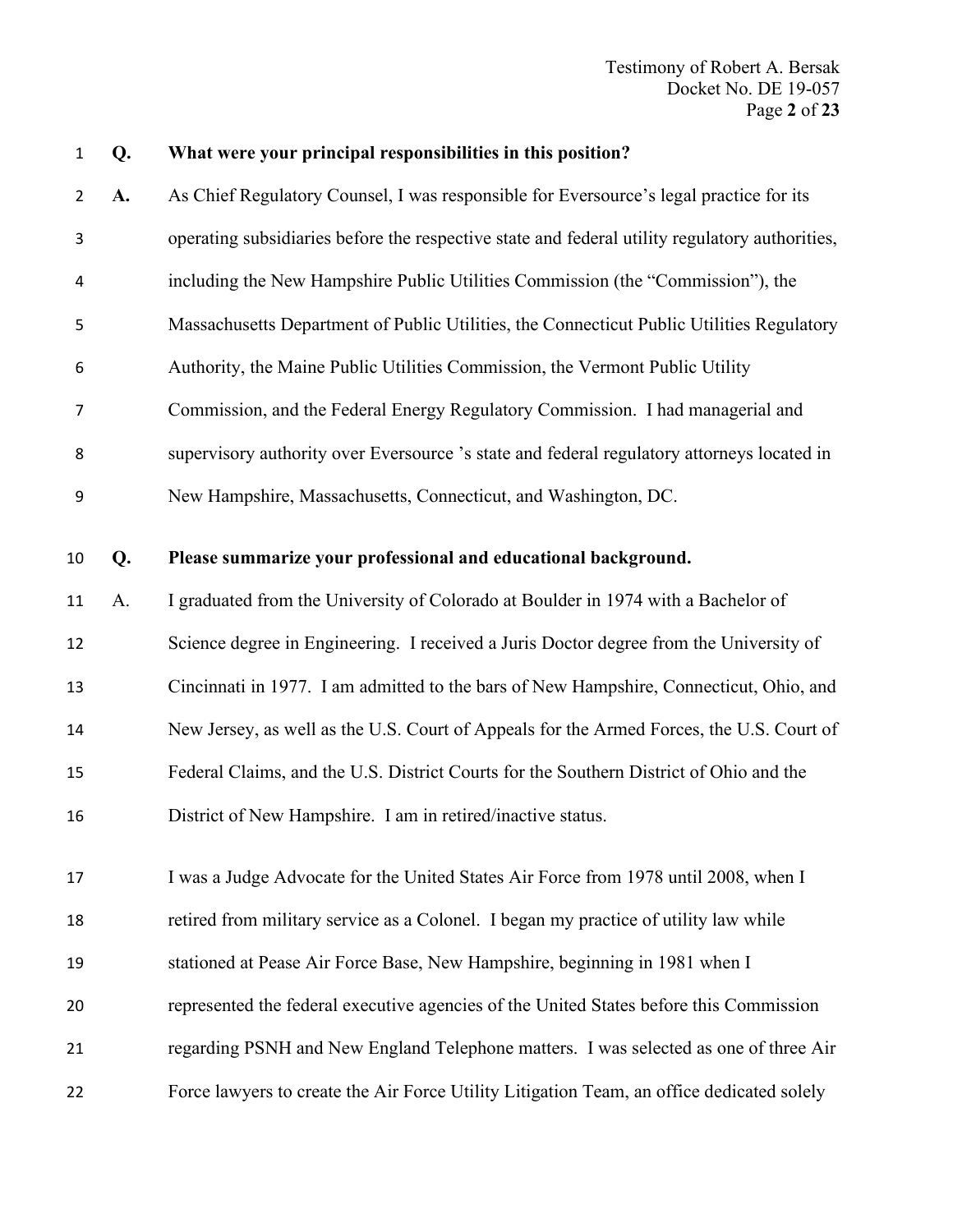**Q. What were your principal responsibilities in this position?**

**A.** As Chief Regulatory Counsel, I was responsible for Eversource's legal practice for its operating subsidiaries before the respective state and federal utility regulatory authorities, including the New Hampshire Public Utilities Commission (the "Commission"), the Massachusetts Department of Public Utilities, the Connecticut Public Utilities Regulatory Authority, the Maine Public Utilities Commission, the Vermont Public Utility Commission, and the Federal Energy Regulatory Commission. I had managerial and supervisory authority over Eversource 's state and federal regulatory attorneys located in New Hampshire, Massachusetts, Connecticut, and Washington, DC.

**Q. Please summarize your professional and educational background.**

A. I graduated from the University of Colorado at Boulder in 1974 with a Bachelor of Science degree in Engineering. I received a Juris Doctor degree from the University of Cincinnati in 1977. I am admitted to the bars of New Hampshire, Connecticut, Ohio, and New Jersey, as well as the U.S. Court of Appeals for the Armed Forces, the U.S. Court of Federal Claims, and the U.S. District Courts for the Southern District of Ohio and the District of New Hampshire. I am in retired/inactive status.

I was a Judge Advocate for the United States Air Force from 1978 until 2008, when I retired from military service as a Colonel. I began my practice of utility law while stationed at Pease Air Force Base, New Hampshire, beginning in 1981 when I represented the federal executive agencies of the United States before this Commission regarding PSNH and New England Telephone matters. I was selected as one of three Air Force lawyers to create the Air Force Utility Litigation Team, an office dedicated solely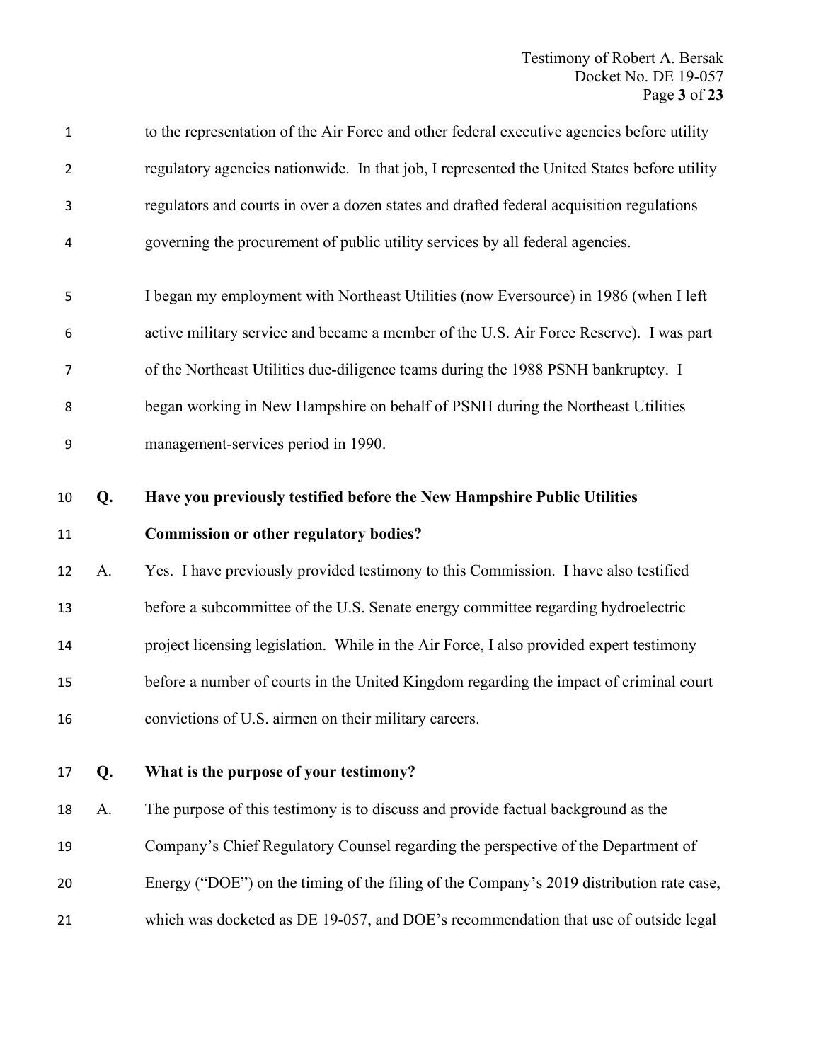to the representation of the Air Force and other federal executive agencies before utility regulatory agencies nationwide. In that job, I represented the United States before utility regulators and courts in over a dozen states and drafted federal acquisition regulations governing the procurement of public utility services by all federal agencies.

I began my employment with Northeast Utilities (now Eversource) in 1986 (when I left active military service and became a member of the U.S. Air Force Reserve). I was part of the Northeast Utilities due-diligence teams during the 1988 PSNH bankruptcy. I began working in New Hampshire on behalf of PSNH during the Northeast Utilities management-services period in 1990.

**Q. Have you previously testified before the New Hampshire Public Utilities Commission or other regulatory bodies?**

A. Yes. I have previously provided testimony to this Commission. I have also testified before a subcommittee of the U.S. Senate energy committee regarding hydroelectric project licensing legislation. While in the Air Force, I also provided expert testimony before a number of courts in the United Kingdom regarding the impact of criminal court convictions of U.S. airmen on their military careers.

**Q. What is the purpose of your testimony?**

A. The purpose of this testimony is to discuss and provide factual background as the Company's Chief Regulatory Counsel regarding the perspective of the Department of Energy ("DOE") on the timing of the filing of the Company's 2019 distribution rate case, which was docketed as DE 19-057, and DOE's recommendation that use of outside legal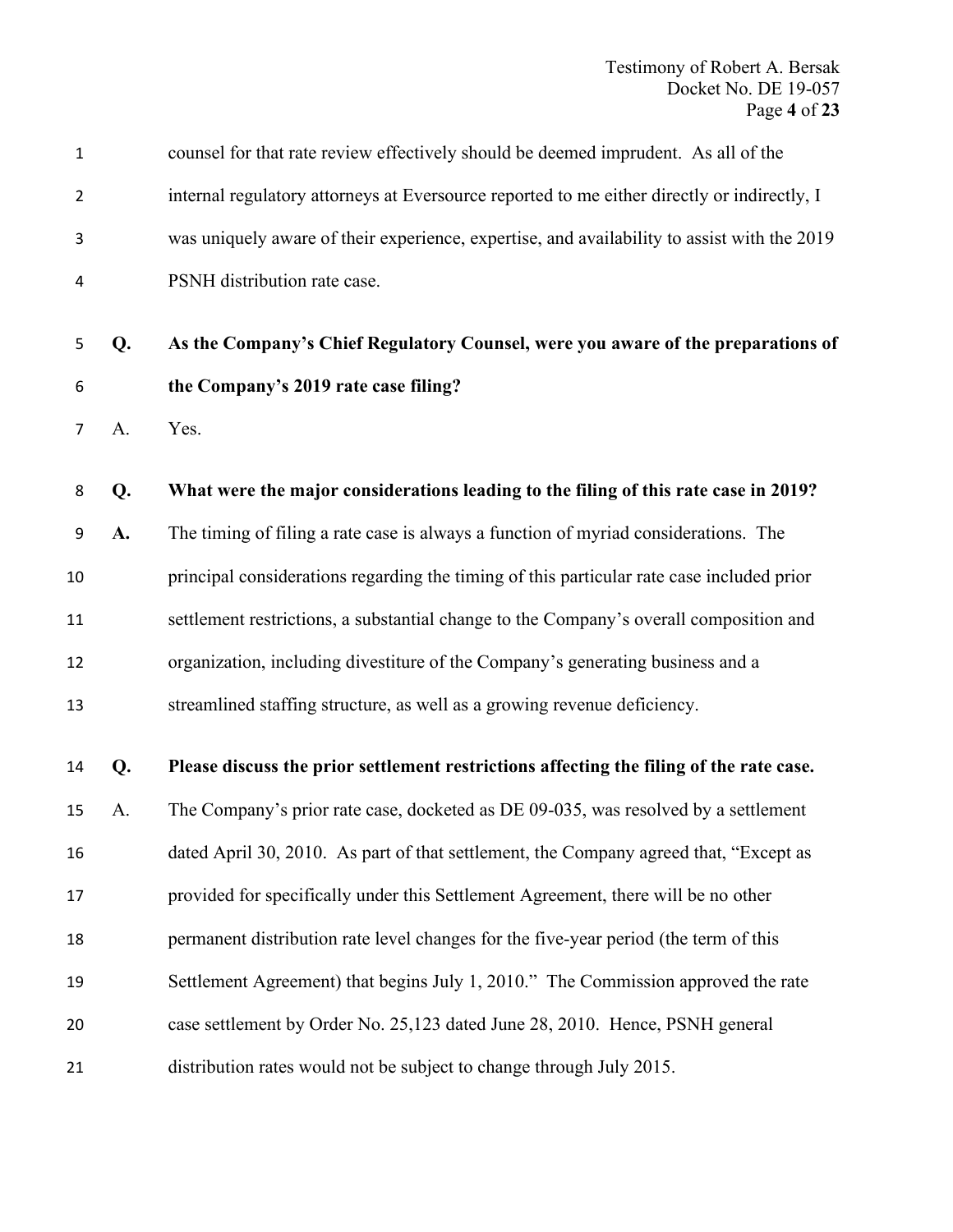counsel for that rate review effectively should be deemed imprudent. As all of the internal regulatory attorneys at Eversource reported to me either directly or indirectly, I was uniquely aware of their experience, expertise, and availability to assist with the 2019 PSNH distribution rate case.

**Q. As the Company's Chief Regulatory Counsel, were you aware of the preparations of the Company's 2019 rate case filing?**

A. Yes.

**Q. What were the major considerations leading to the filing of this rate case in 2019?**

**A.** The timing of filing a rate case is always a function of myriad considerations. The principal considerations regarding the timing of this particular rate case included prior settlement restrictions, a substantial change to the Company's overall composition and organization, including divestiture of the Company's generating business and a streamlined staffing structure, as well as a growing revenue deficiency.

**Q. Please discuss the prior settlement restrictions affecting the filing of the rate case.**

A. The Company's prior rate case, docketed as DE 09-035, was resolved by a settlement dated April 30, 2010. As part of that settlement, the Company agreed that, "Except as provided for specifically under this Settlement Agreement, there will be no other permanent distribution rate level changes for the five-year period (the term of this Settlement Agreement) that begins July 1, 2010." The Commission approved the rate case settlement by Order No. 25,123 dated June 28, 2010. Hence, PSNH general distribution rates would not be subject to change through July 2015.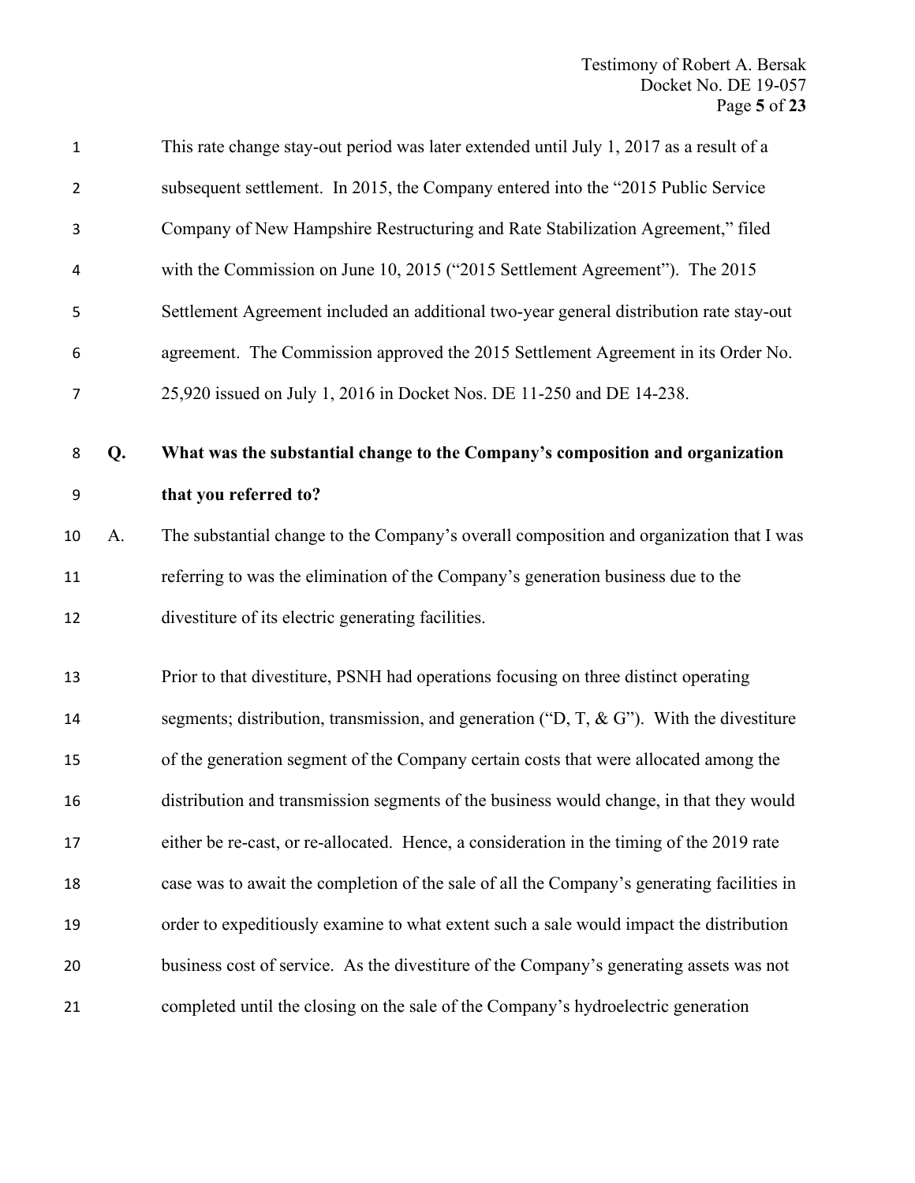This rate change stay-out period was later extended until July 1, 2017 as a result of a subsequent settlement. In 2015, the Company entered into the "2015 Public Service Company of New Hampshire Restructuring and Rate Stabilization Agreement," filed with the Commission on June 10, 2015 ("2015 Settlement Agreement"). The 2015 Settlement Agreement included an additional two-year general distribution rate stay-out agreement. The Commission approved the 2015 Settlement Agreement in its Order No. 25,920 issued on July 1, 2016 in Docket Nos. DE 11-250 and DE 14-238.

**Q. What was the substantial change to the Company's composition and organization that you referred to?**

A. The substantial change to the Company's overall composition and organization that I was referring to was the elimination of the Company's generation business due to the divestiture of its electric generating facilities.

Prior to that divestiture, PSNH had operations focusing on three distinct operating segments; distribution, transmission, and generation ("D, T, & G"). With the divestiture of the generation segment of the Company certain costs that were allocated among the distribution and transmission segments of the business would change, in that they would either be re-cast, or re-allocated. Hence, a consideration in the timing of the 2019 rate case was to await the completion of the sale of all the Company's generating facilities in order to expeditiously examine to what extent such a sale would impact the distribution business cost of service. As the divestiture of the Company's generating assets was not completed until the closing on the sale of the Company's hydroelectric generation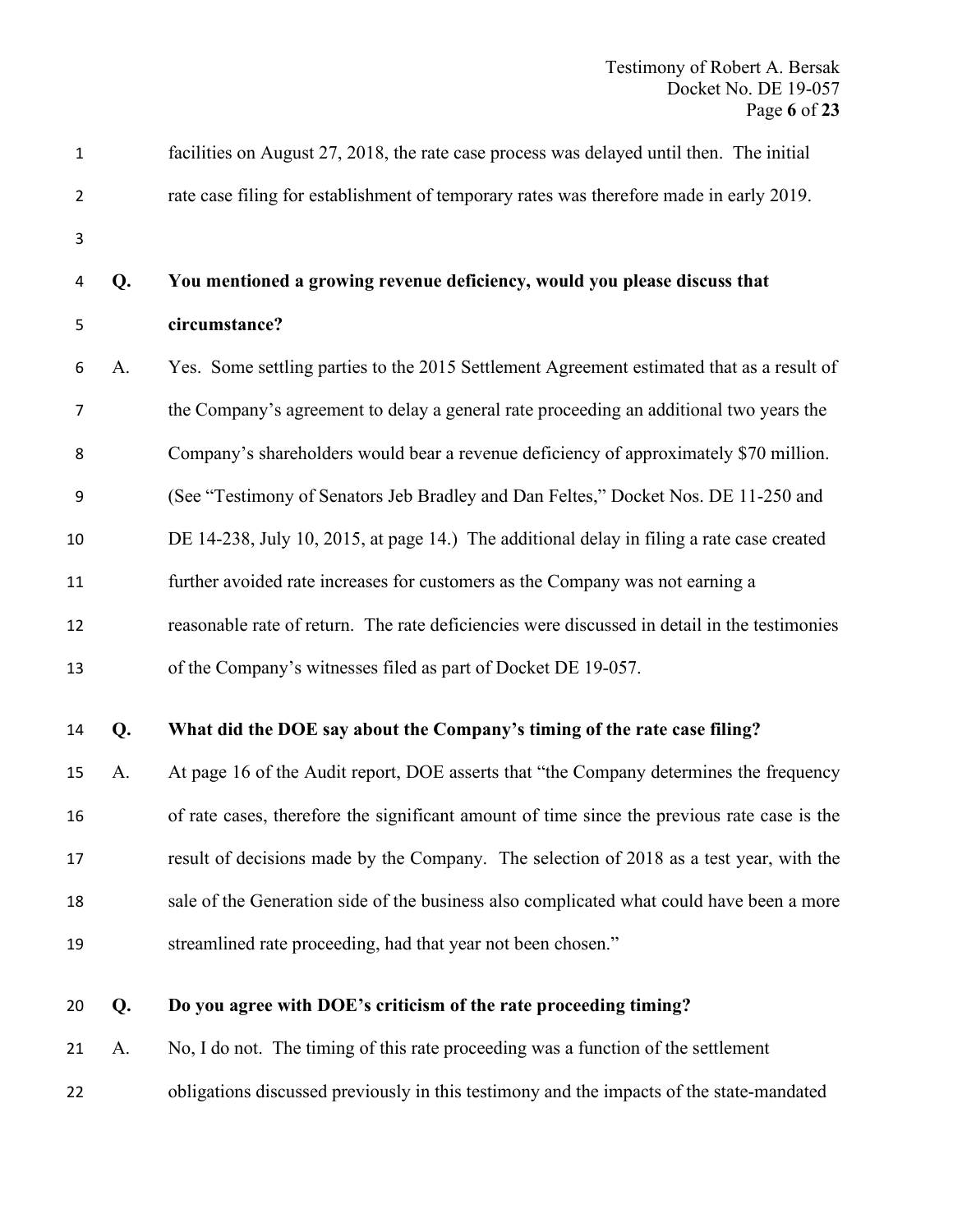facilities on August 27, 2018, the rate case process was delayed until then. The initial rate case filing for establishment of temporary rates was therefore made in early 2019.

**Q. You mentioned a growing revenue deficiency, would you please discuss that circumstance?**

A. Yes. Some settling parties to the 2015 Settlement Agreement estimated that as a result of the Company's agreement to delay a general rate proceeding an additional two years the Company's shareholders would bear a revenue deficiency of approximately $70 million. (See "Testimony of Senators Jeb Bradley and Dan Feltes," Docket Nos. DE 11-250 and DE 14-238, July 10, 2015, at page 14.) The additional delay in filing a rate case created further avoided rate increases for customers as the Company was not earning a reasonable rate of return. The rate deficiencies were discussed in detail in the testimonies of the Company's witnesses filed as part of Docket DE 19-057.

**Q. What did the DOE say about the Company's timing of the rate case filing?**

A. At page 16 of the Audit report, DOE asserts that "the Company determines the frequency of rate cases, therefore the significant amount of time since the previous rate case is the result of decisions made by the Company. The selection of 2018 as a test year, with the sale of the Generation side of the business also complicated what could have been a more streamlined rate proceeding, had that year not been chosen."

**Q. Do you agree with DOE's criticism of the rate proceeding timing?**

A. No, I do not. The timing of this rate proceeding was a function of the settlement obligations discussed previously in this testimony and the impacts of the state-mandated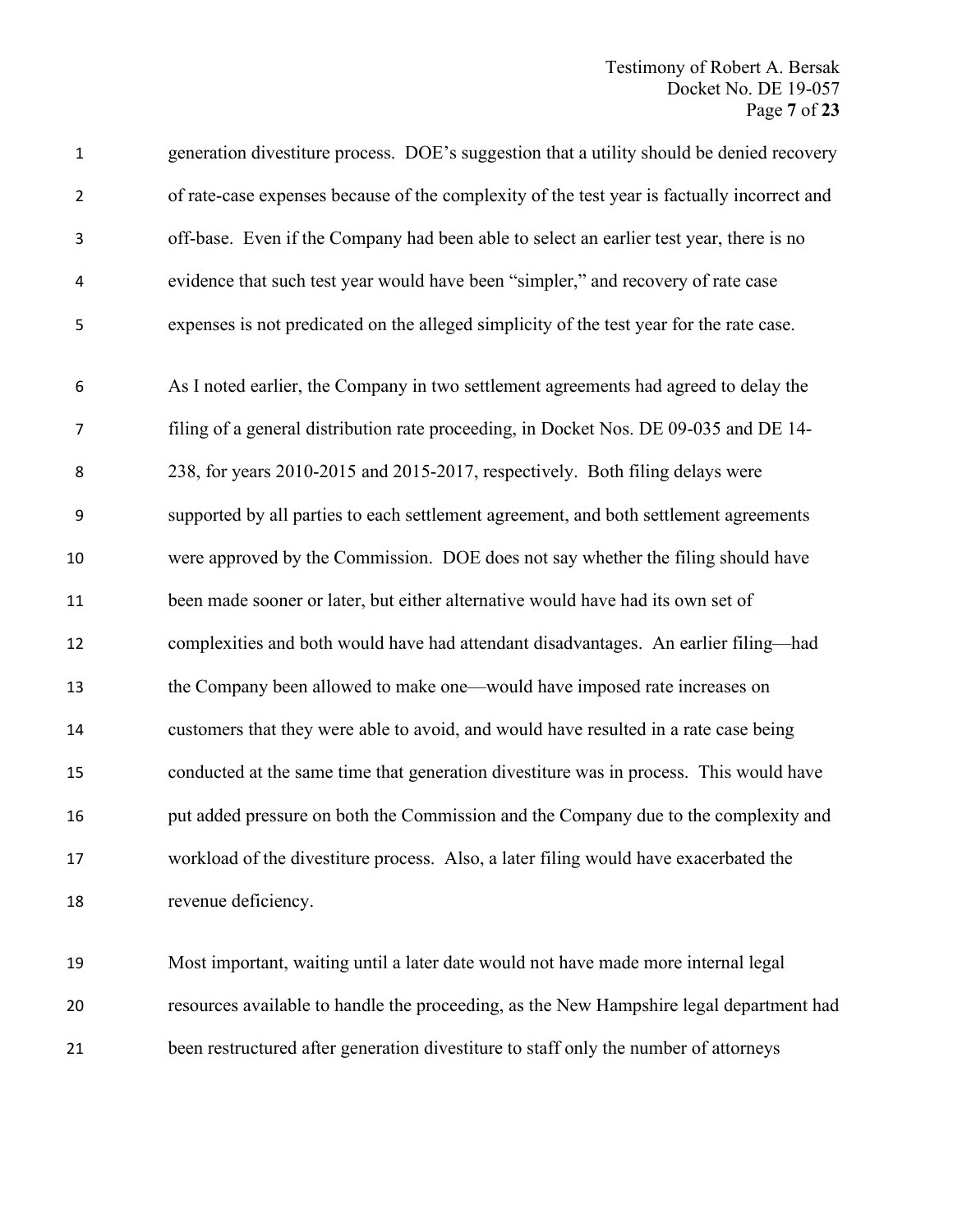generation divestiture process. DOE's suggestion that a utility should be denied recovery of rate-case expenses because of the complexity of the test year is factually incorrect and off-base. Even if the Company had been able to select an earlier test year, there is no evidence that such test year would have been "simpler," and recovery of rate case expenses is not predicated on the alleged simplicity of the test year for the rate case.

As I noted earlier, the Company in two settlement agreements had agreed to delay the filing of a general distribution rate proceeding, in Docket Nos. DE 09-035 and DE 14-238, for years 2010-2015 and 2015-2017, respectively. Both filing delays were supported by all parties to each settlement agreement, and both settlement agreements were approved by the Commission. DOE does not say whether the filing should have been made sooner or later, but either alternative would have had its own set of complexities and both would have had attendant disadvantages. An earlier filing—had the Company been allowed to make one—would have imposed rate increases on customers that they were able to avoid, and would have resulted in a rate case being conducted at the same time that generation divestiture was in process. This would have put added pressure on both the Commission and the Company due to the complexity and workload of the divestiture process. Also, a later filing would have exacerbated the revenue deficiency.

Most important, waiting until a later date would not have made more internal legal resources available to handle the proceeding, as the New Hampshire legal department had been restructured after generation divestiture to staff only the number of attorneys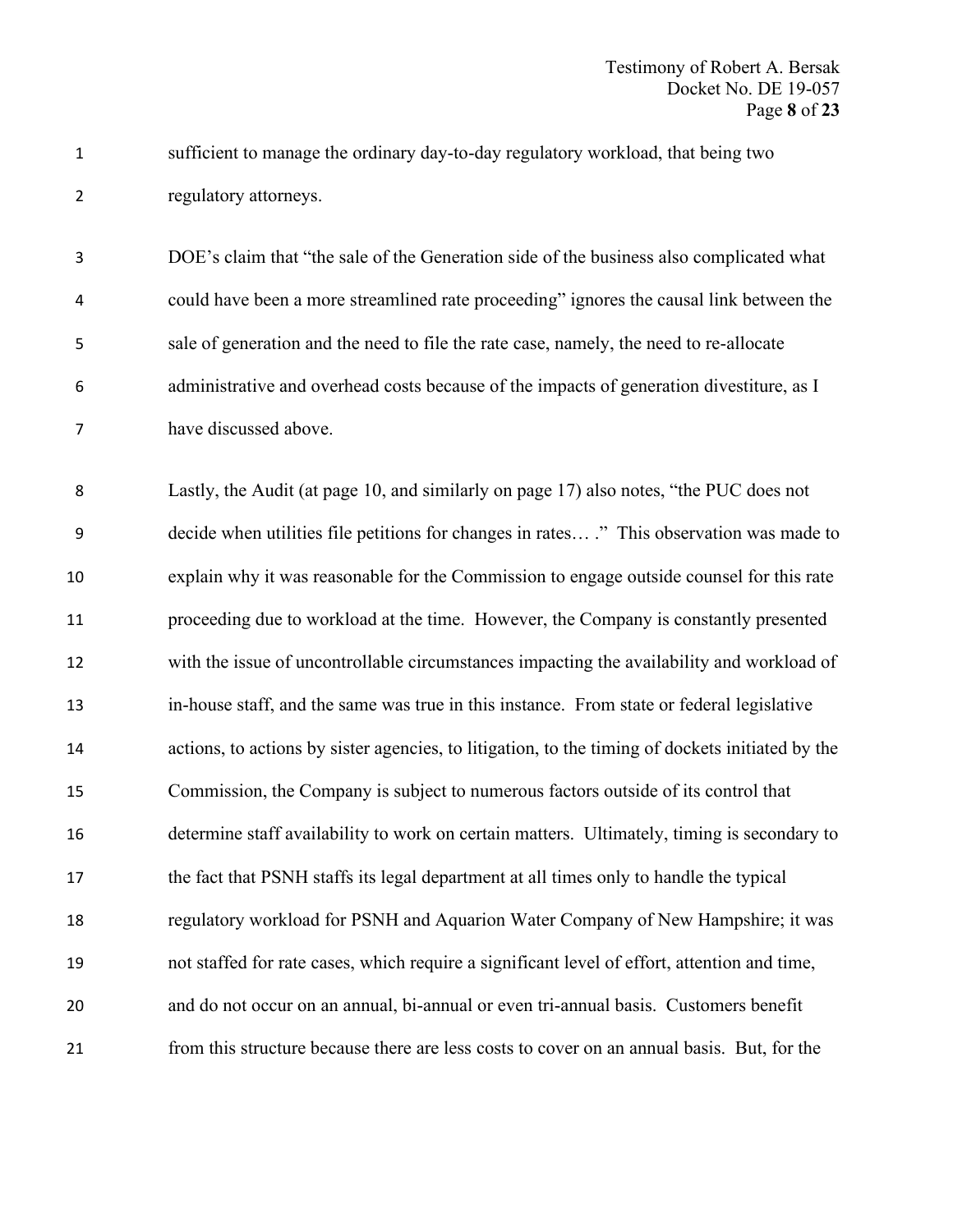sufficient to manage the ordinary day-to-day regulatory workload, that being two regulatory attorneys.

DOE's claim that "the sale of the Generation side of the business also complicated what could have been a more streamlined rate proceeding" ignores the causal link between the sale of generation and the need to file the rate case, namely, the need to re-allocate administrative and overhead costs because of the impacts of generation divestiture, as I have discussed above.

Lastly, the Audit (at page 10, and similarly on page 17) also notes, "the PUC does not decide when utilities file petitions for changes in rates… ." This observation was made to explain why it was reasonable for the Commission to engage outside counsel for this rate proceeding due to workload at the time. However, the Company is constantly presented with the issue of uncontrollable circumstances impacting the availability and workload of in-house staff, and the same was true in this instance. From state or federal legislative actions, to actions by sister agencies, to litigation, to the timing of dockets initiated by the Commission, the Company is subject to numerous factors outside of its control that determine staff availability to work on certain matters. Ultimately, timing is secondary to the fact that PSNH staffs its legal department at all times only to handle the typical regulatory workload for PSNH and Aquarion Water Company of New Hampshire; it was not staffed for rate cases, which require a significant level of effort, attention and time, and do not occur on an annual, bi-annual or even tri-annual basis. Customers benefit from this structure because there are less costs to cover on an annual basis. But, for the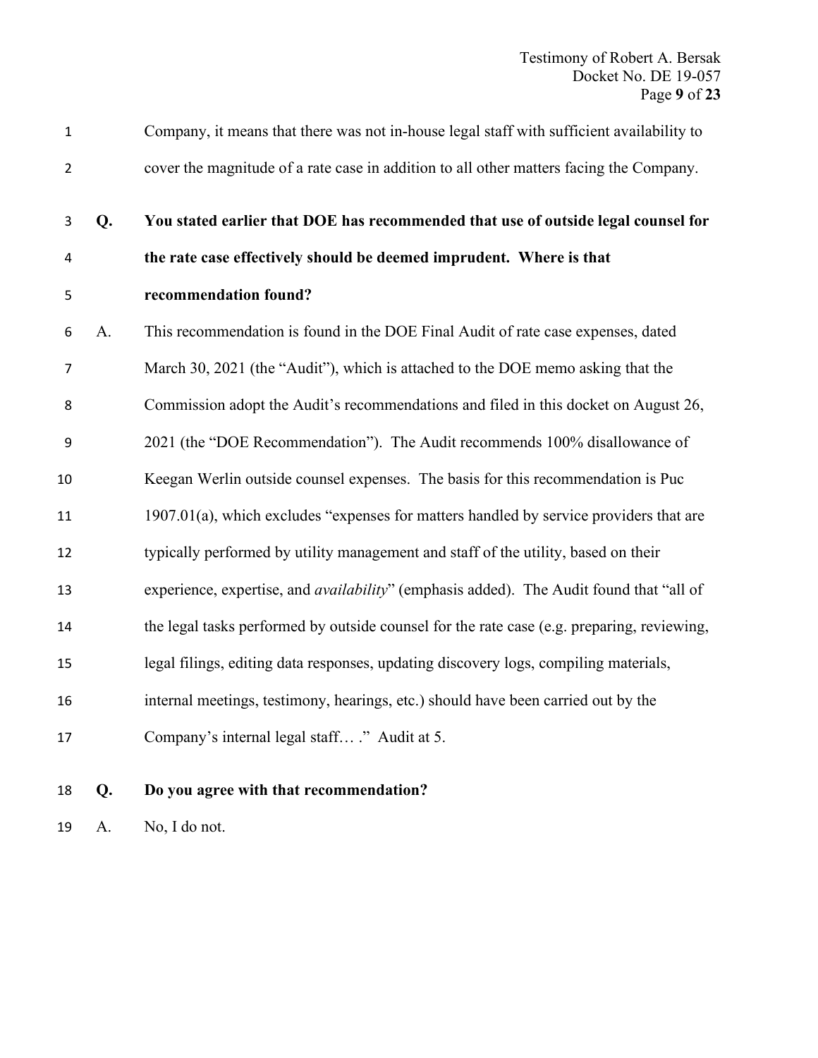Company, it means that there was not in-house legal staff with sufficient availability to cover the magnitude of a rate case in addition to all other matters facing the Company.

**Q. You stated earlier that DOE has recommended that use of outside legal counsel for the rate case effectively should be deemed imprudent. Where is that recommendation found?**

A. This recommendation is found in the DOE Final Audit of rate case expenses, dated March 30, 2021 (the "Audit"), which is attached to the DOE memo asking that the Commission adopt the Audit's recommendations and filed in this docket on August 26, 2021 (the "DOE Recommendation"). The Audit recommends 100% disallowance of Keegan Werlin outside counsel expenses. The basis for this recommendation is Puc 1907.01(a), which excludes "expenses for matters handled by service providers that are typically performed by utility management and staff of the utility, based on their experience, expertise, and *availability*" (emphasis added). The Audit found that "all of the legal tasks performed by outside counsel for the rate case (e.g. preparing, reviewing, legal filings, editing data responses, updating discovery logs, compiling materials, internal meetings, testimony, hearings, etc.) should have been carried out by the Company's internal legal staff… ." Audit at 5.

**Q. Do you agree with that recommendation?**

A. No, I do not.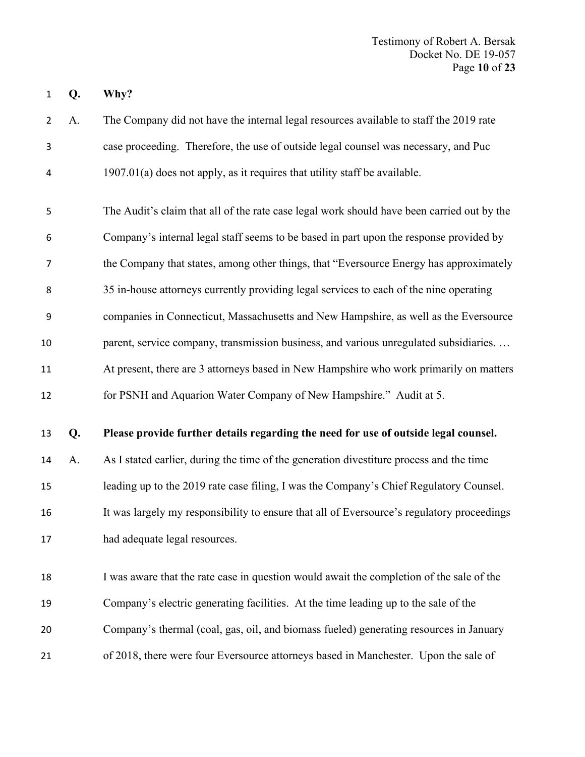**Q. Why?**

A. The Company did not have the internal legal resources available to staff the 2019 rate case proceeding. Therefore, the use of outside legal counsel was necessary, and Puc 1907.01(a) does not apply, as it requires that utility staff be available.

The Audit's claim that all of the rate case legal work should have been carried out by the Company's internal legal staff seems to be based in part upon the response provided by the Company that states, among other things, that "Eversource Energy has approximately 35 in-house attorneys currently providing legal services to each of the nine operating companies in Connecticut, Massachusetts and New Hampshire, as well as the Eversource parent, service company, transmission business, and various unregulated subsidiaries. … At present, there are 3 attorneys based in New Hampshire who work primarily on matters for PSNH and Aquarion Water Company of New Hampshire." Audit at 5.

**Q. Please provide further details regarding the need for use of outside legal counsel.**

A. As I stated earlier, during the time of the generation divestiture process and the time leading up to the 2019 rate case filing, I was the Company's Chief Regulatory Counsel. It was largely my responsibility to ensure that all of Eversource's regulatory proceedings had adequate legal resources.

I was aware that the rate case in question would await the completion of the sale of the Company's electric generating facilities. At the time leading up to the sale of the Company's thermal (coal, gas, oil, and biomass fueled) generating resources in January of 2018, there were four Eversource attorneys based in Manchester. Upon the sale of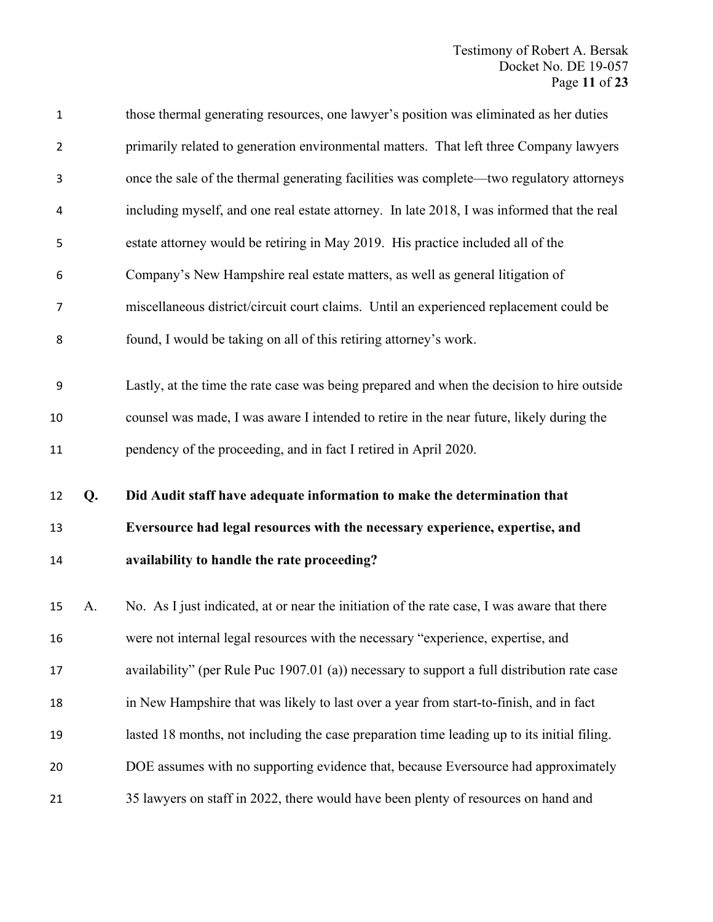those thermal generating resources, one lawyer's position was eliminated as her duties primarily related to generation environmental matters. That left three Company lawyers once the sale of the thermal generating facilities was complete—two regulatory attorneys including myself, and one real estate attorney. In late 2018, I was informed that the real estate attorney would be retiring in May 2019. His practice included all of the Company's New Hampshire real estate matters, as well as general litigation of miscellaneous district/circuit court claims. Until an experienced replacement could be found, I would be taking on all of this retiring attorney's work.

Lastly, at the time the rate case was being prepared and when the decision to hire outside counsel was made, I was aware I intended to retire in the near future, likely during the pendency of the proceeding, and in fact I retired in April 2020.

**Q. Did Audit staff have adequate information to make the determination that Eversource had legal resources with the necessary experience, expertise, and availability to handle the rate proceeding?**

A. No. As I just indicated, at or near the initiation of the rate case, I was aware that there were not internal legal resources with the necessary "experience, expertise, and availability" (per Rule Puc 1907.01 (a)) necessary to support a full distribution rate case in New Hampshire that was likely to last over a year from start-to-finish, and in fact lasted 18 months, not including the case preparation time leading up to its initial filing. DOE assumes with no supporting evidence that, because Eversource had approximately 35 lawyers on staff in 2022, there would have been plenty of resources on hand and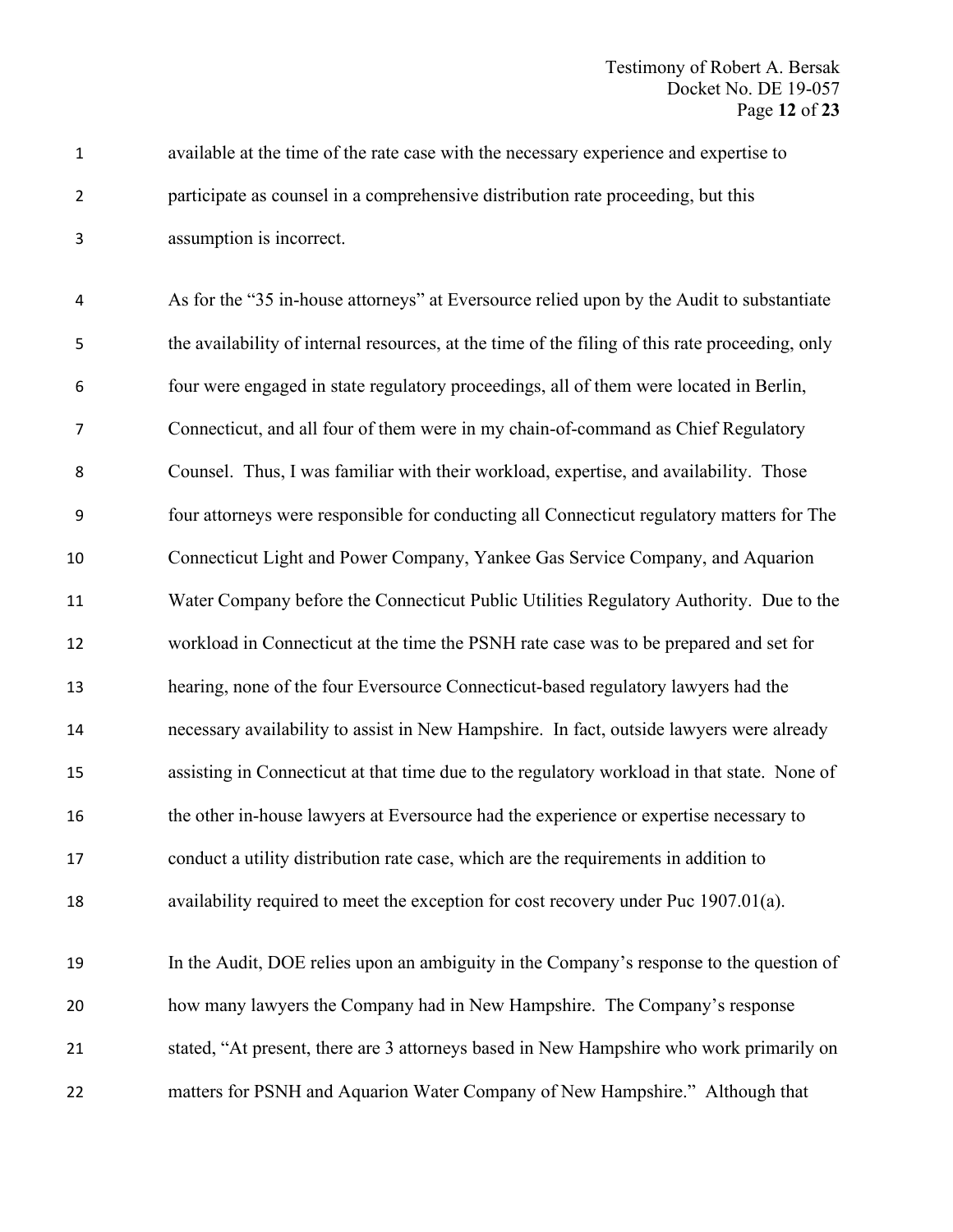available at the time of the rate case with the necessary experience and expertise to participate as counsel in a comprehensive distribution rate proceeding, but this assumption is incorrect.

As for the "35 in-house attorneys" at Eversource relied upon by the Audit to substantiate the availability of internal resources, at the time of the filing of this rate proceeding, only four were engaged in state regulatory proceedings, all of them were located in Berlin, Connecticut, and all four of them were in my chain-of-command as Chief Regulatory Counsel. Thus, I was familiar with their workload, expertise, and availability. Those four attorneys were responsible for conducting all Connecticut regulatory matters for The Connecticut Light and Power Company, Yankee Gas Service Company, and Aquarion Water Company before the Connecticut Public Utilities Regulatory Authority. Due to the workload in Connecticut at the time the PSNH rate case was to be prepared and set for hearing, none of the four Eversource Connecticut-based regulatory lawyers had the necessary availability to assist in New Hampshire. In fact, outside lawyers were already assisting in Connecticut at that time due to the regulatory workload in that state. None of the other in-house lawyers at Eversource had the experience or expertise necessary to conduct a utility distribution rate case, which are the requirements in addition to availability required to meet the exception for cost recovery under Puc 1907.01(a).

In the Audit, DOE relies upon an ambiguity in the Company's response to the question of how many lawyers the Company had in New Hampshire. The Company's response stated, "At present, there are 3 attorneys based in New Hampshire who work primarily on matters for PSNH and Aquarion Water Company of New Hampshire." Although that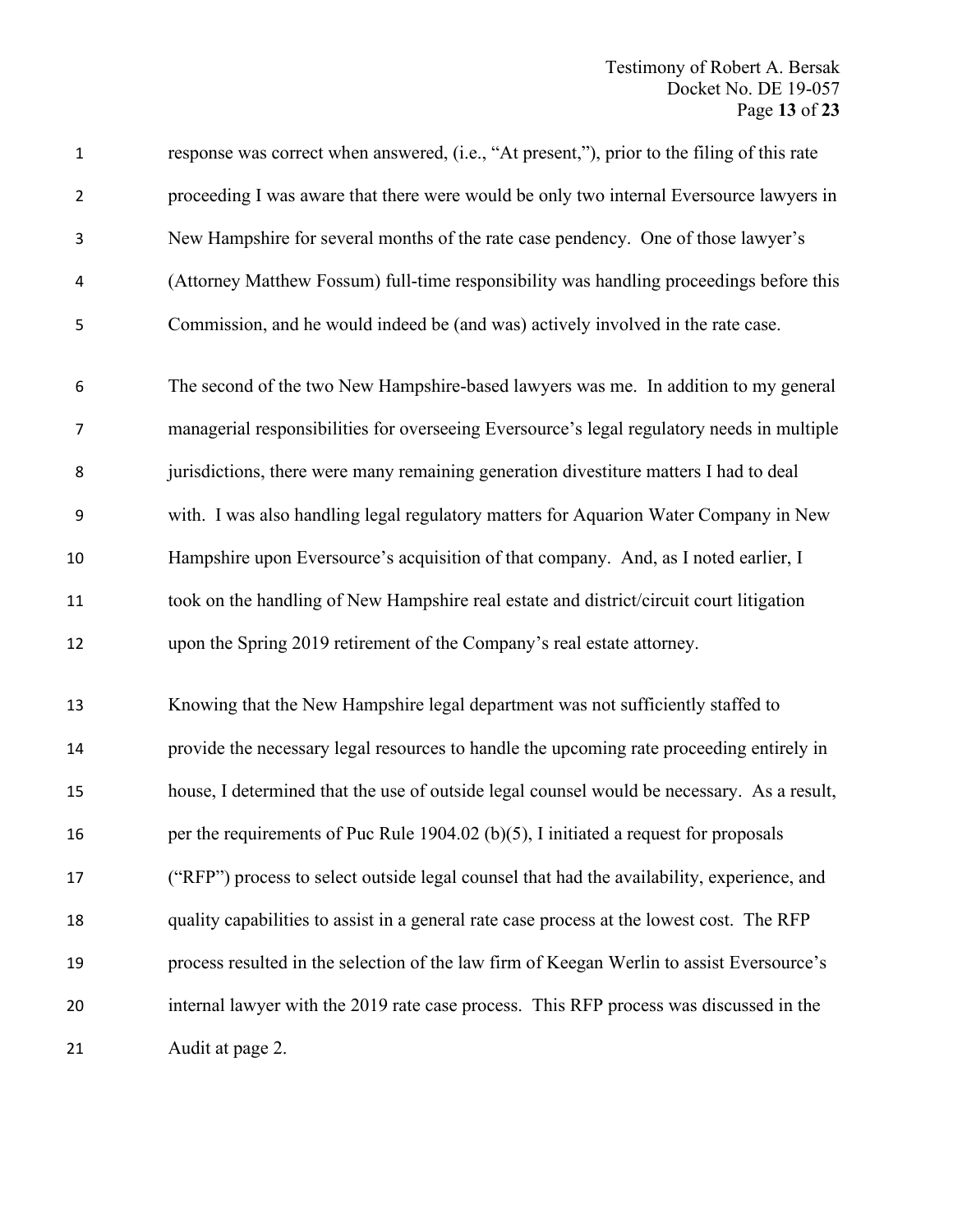response was correct when answered, (i.e., "At present,"), prior to the filing of this rate proceeding I was aware that there were would be only two internal Eversource lawyers in New Hampshire for several months of the rate case pendency. One of those lawyer's (Attorney Matthew Fossum) full-time responsibility was handling proceedings before this Commission, and he would indeed be (and was) actively involved in the rate case.

The second of the two New Hampshire-based lawyers was me. In addition to my general managerial responsibilities for overseeing Eversource's legal regulatory needs in multiple jurisdictions, there were many remaining generation divestiture matters I had to deal with. I was also handling legal regulatory matters for Aquarion Water Company in New Hampshire upon Eversource's acquisition of that company. And, as I noted earlier, I took on the handling of New Hampshire real estate and district/circuit court litigation upon the Spring 2019 retirement of the Company's real estate attorney.

Knowing that the New Hampshire legal department was not sufficiently staffed to provide the necessary legal resources to handle the upcoming rate proceeding entirely in house, I determined that the use of outside legal counsel would be necessary. As a result, per the requirements of Puc Rule 1904.02 (b)(5), I initiated a request for proposals ("RFP") process to select outside legal counsel that had the availability, experience, and quality capabilities to assist in a general rate case process at the lowest cost. The RFP process resulted in the selection of the law firm of Keegan Werlin to assist Eversource's internal lawyer with the 2019 rate case process. This RFP process was discussed in the Audit at page 2.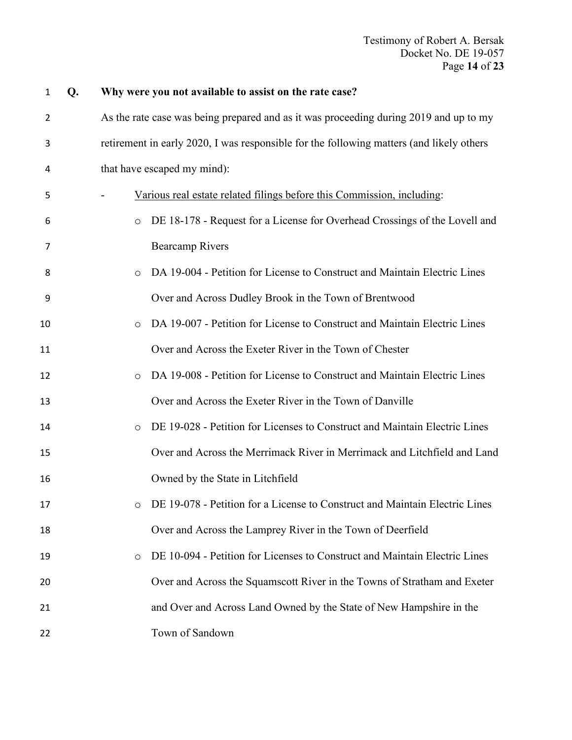**Q. Why were you not available to assist on the rate case?**

As the rate case was being prepared and as it was proceeding during 2019 and up to my retirement in early 2020, I was responsible for the following matters (and likely others that have escaped my mind):

- <u>Various real estate related filings before this Commission, including</u>:
  - DE 18-178 - Request for a License for Overhead Crossings of the Lovell and Bearcamp Rivers
  - DA 19-004 - Petition for License to Construct and Maintain Electric Lines Over and Across Dudley Brook in the Town of Brentwood
  - DA 19-007 - Petition for License to Construct and Maintain Electric Lines Over and Across the Exeter River in the Town of Chester
  - DA 19-008 - Petition for License to Construct and Maintain Electric Lines Over and Across the Exeter River in the Town of Danville
  - DE 19-028 - Petition for Licenses to Construct and Maintain Electric Lines Over and Across the Merrimack River in Merrimack and Litchfield and Land Owned by the State in Litchfield
  - DE 19-078 - Petition for a License to Construct and Maintain Electric Lines Over and Across the Lamprey River in the Town of Deerfield
  - DE 10-094 - Petition for Licenses to Construct and Maintain Electric Lines Over and Across the Squamscott River in the Towns of Stratham and Exeter and Over and Across Land Owned by the State of New Hampshire in the Town of Sandown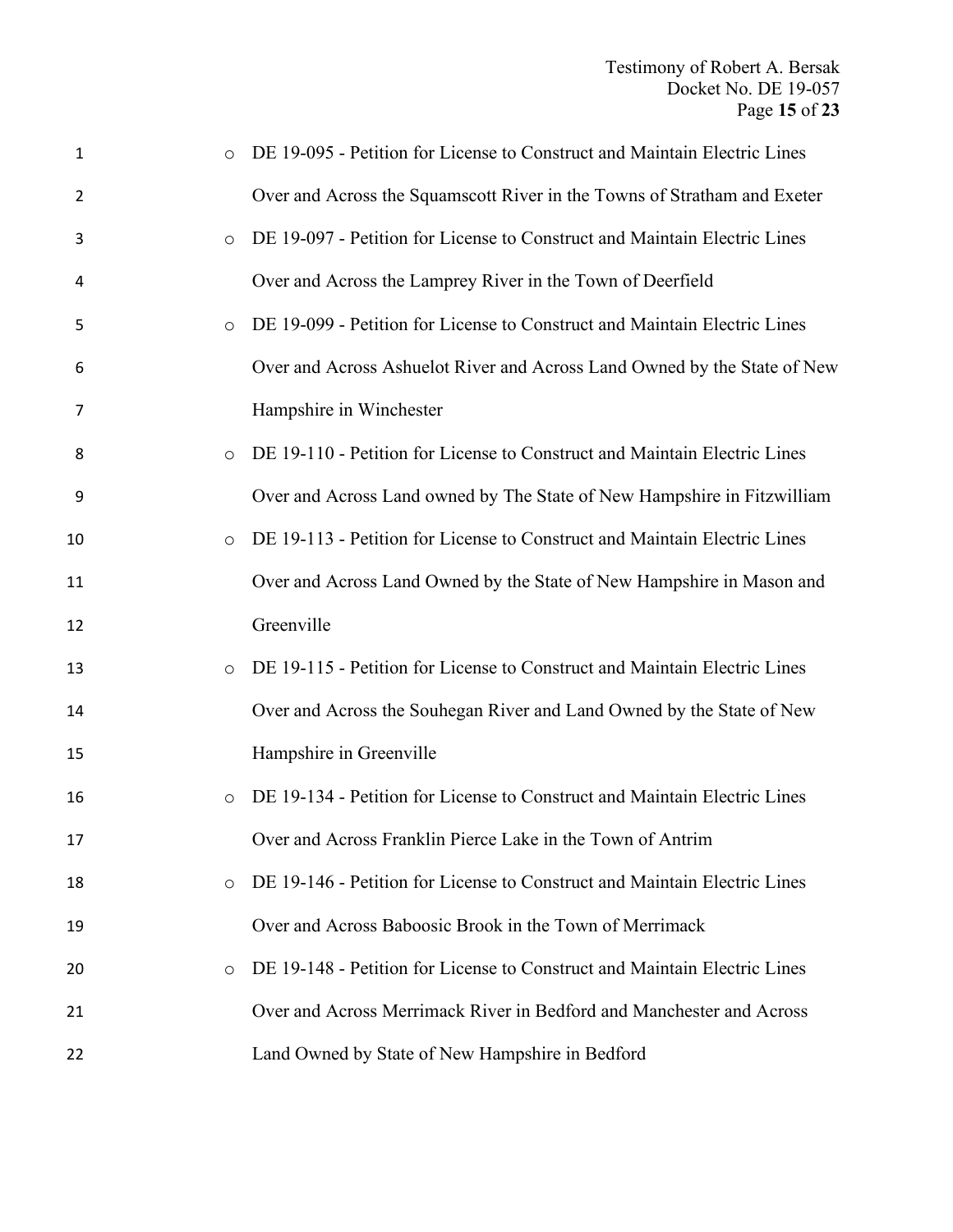- DE 19-095 - Petition for License to Construct and Maintain Electric Lines Over and Across the Squamscott River in the Towns of Stratham and Exeter
- DE 19-097 - Petition for License to Construct and Maintain Electric Lines Over and Across the Lamprey River in the Town of Deerfield
- DE 19-099 - Petition for License to Construct and Maintain Electric Lines Over and Across Ashuelot River and Across Land Owned by the State of New Hampshire in Winchester
- DE 19-110 - Petition for License to Construct and Maintain Electric Lines Over and Across Land owned by The State of New Hampshire in Fitzwilliam
- DE 19-113 - Petition for License to Construct and Maintain Electric Lines Over and Across Land Owned by the State of New Hampshire in Mason and Greenville
- DE 19-115 - Petition for License to Construct and Maintain Electric Lines Over and Across the Souhegan River and Land Owned by the State of New Hampshire in Greenville
- DE 19-134 - Petition for License to Construct and Maintain Electric Lines Over and Across Franklin Pierce Lake in the Town of Antrim
- DE 19-146 - Petition for License to Construct and Maintain Electric Lines Over and Across Baboosic Brook in the Town of Merrimack
- DE 19-148 - Petition for License to Construct and Maintain Electric Lines Over and Across Merrimack River in Bedford and Manchester and Across Land Owned by State of New Hampshire in Bedford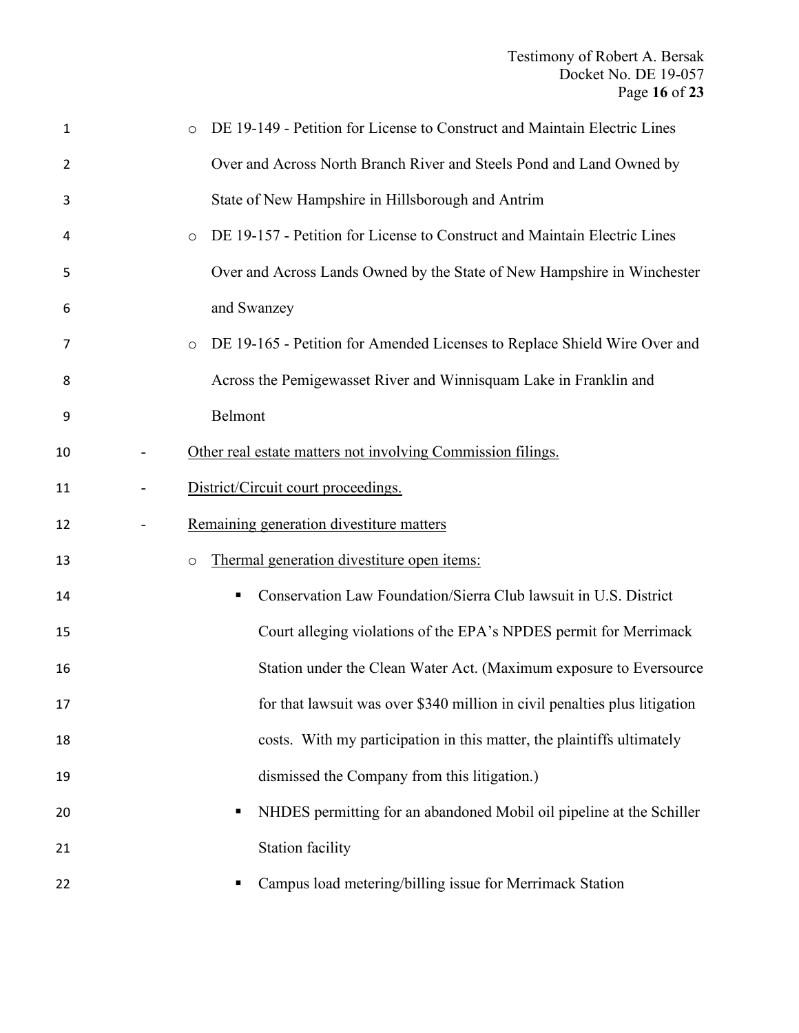- DE 19-149 - Petition for License to Construct and Maintain Electric Lines Over and Across North Branch River and Steels Pond and Land Owned by State of New Hampshire in Hillsborough and Antrim
- DE 19-157 - Petition for License to Construct and Maintain Electric Lines Over and Across Lands Owned by the State of New Hampshire in Winchester and Swanzey
- DE 19-165 - Petition for Amended Licenses to Replace Shield Wire Over and Across the Pemigewasset River and Winnisquam Lake in Franklin and Belmont

- <u>Other real estate matters not involving Commission filings.</u>
- <u>District/Circuit court proceedings.</u>
- <u>Remaining generation divestiture matters</u>
  - <u>Thermal generation divestiture open items:</u>
    - Conservation Law Foundation/Sierra Club lawsuit in U.S. District Court alleging violations of the EPA's NPDES permit for Merrimack Station under the Clean Water Act. (Maximum exposure to Eversource for that lawsuit was over $340 million in civil penalties plus litigation costs. With my participation in this matter, the plaintiffs ultimately dismissed the Company from this litigation.)
    - NHDES permitting for an abandoned Mobil oil pipeline at the Schiller Station facility
    - Campus load metering/billing issue for Merrimack Station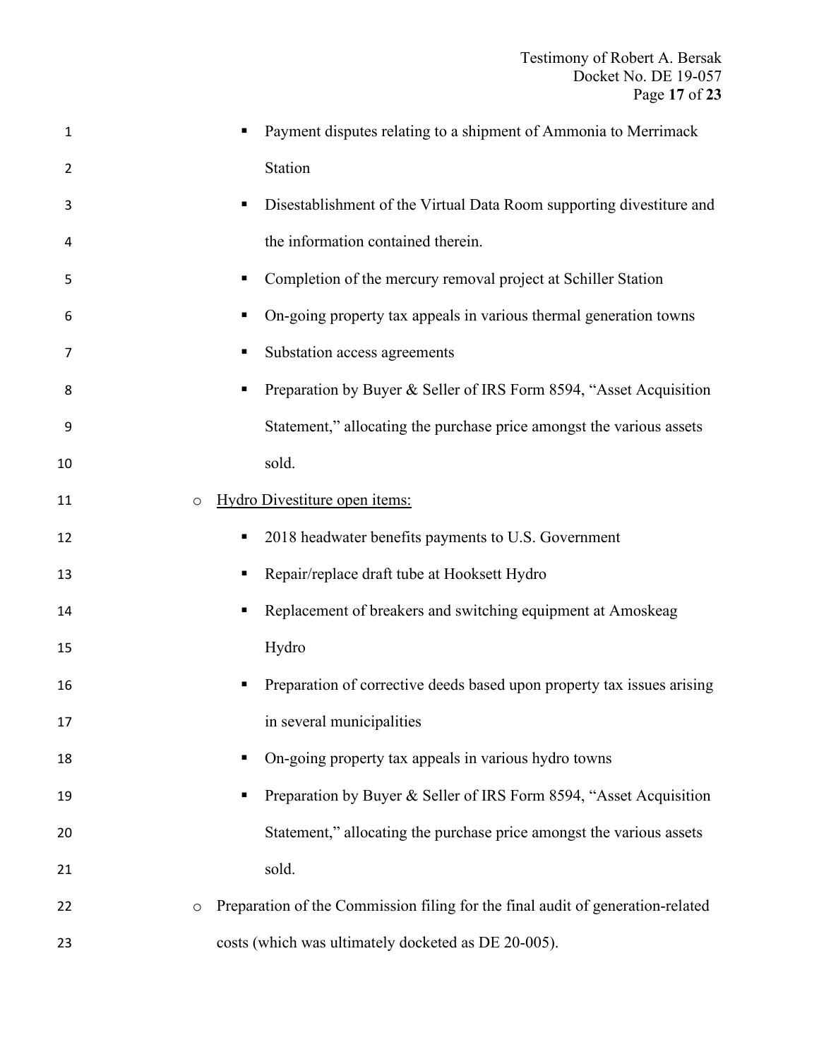- Payment disputes relating to a shipment of Ammonia to Merrimack Station
        - Disestablishment of the Virtual Data Room supporting divestiture and the information contained therein.
        - Completion of the mercury removal project at Schiller Station
        - On-going property tax appeals in various thermal generation towns
        - Substation access agreements
        - Preparation by Buyer & Seller of IRS Form 8594, "Asset Acquisition Statement," allocating the purchase price amongst the various assets sold.
    - <u>Hydro Divestiture open items:</u>
        - 2018 headwater benefits payments to U.S. Government
        - Repair/replace draft tube at Hooksett Hydro
        - Replacement of breakers and switching equipment at Amoskeag Hydro
        - Preparation of corrective deeds based upon property tax issues arising in several municipalities
        - On-going property tax appeals in various hydro towns
        - Preparation by Buyer & Seller of IRS Form 8594, "Asset Acquisition Statement," allocating the purchase price amongst the various assets sold.
    - Preparation of the Commission filing for the final audit of generation-related costs (which was ultimately docketed as DE 20-005).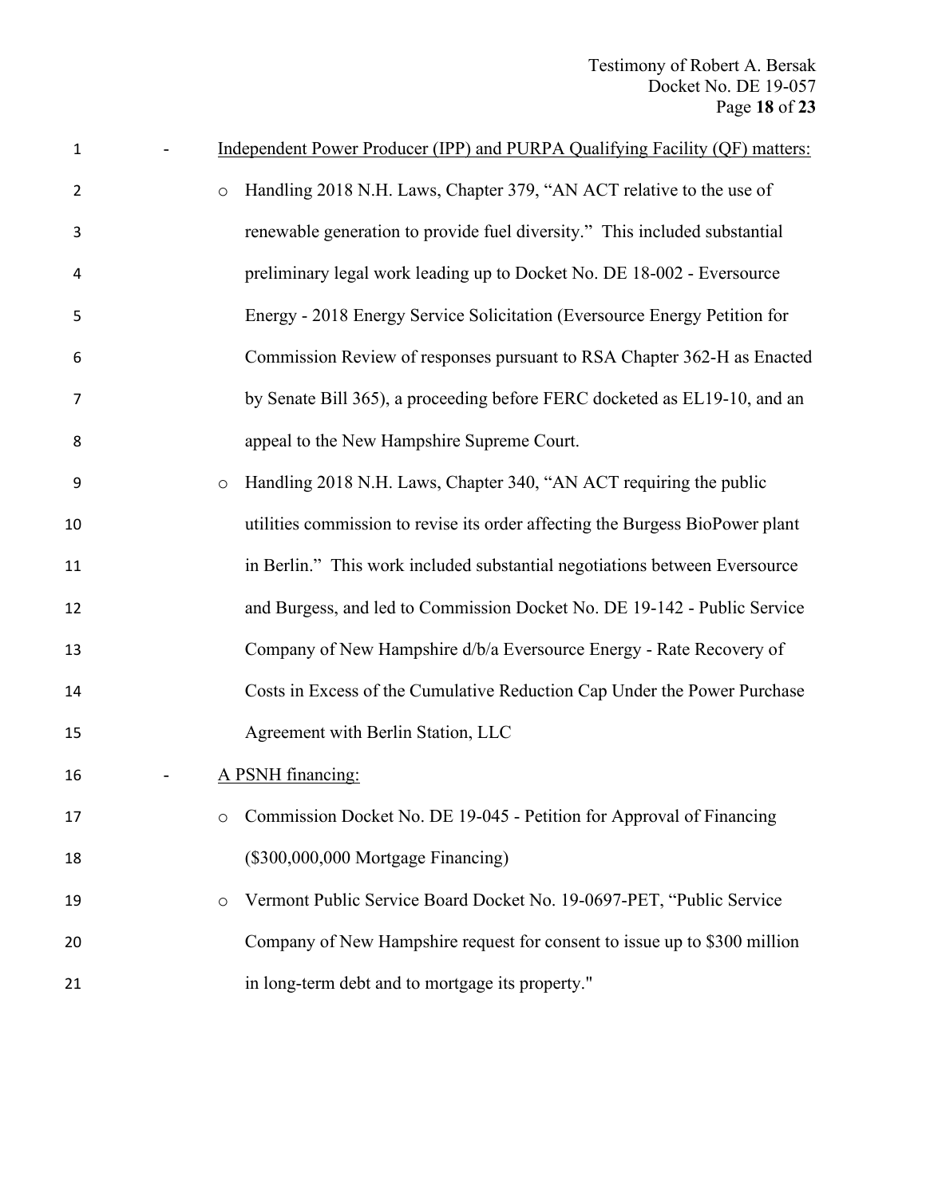- Independent Power Producer (IPP) and PURPA Qualifying Facility (QF) matters:
  - Handling 2018 N.H. Laws, Chapter 379, "AN ACT relative to the use of renewable generation to provide fuel diversity." This included substantial preliminary legal work leading up to Docket No. DE 18-002 - Eversource Energy - 2018 Energy Service Solicitation (Eversource Energy Petition for Commission Review of responses pursuant to RSA Chapter 362-H as Enacted by Senate Bill 365), a proceeding before FERC docketed as EL19-10, and an appeal to the New Hampshire Supreme Court.
  - Handling 2018 N.H. Laws, Chapter 340, "AN ACT requiring the public utilities commission to revise its order affecting the Burgess BioPower plant in Berlin." This work included substantial negotiations between Eversource and Burgess, and led to Commission Docket No. DE 19-142 - Public Service Company of New Hampshire d/b/a Eversource Energy - Rate Recovery of Costs in Excess of the Cumulative Reduction Cap Under the Power Purchase Agreement with Berlin Station, LLC
- A PSNH financing:
  - Commission Docket No. DE 19-045 - Petition for Approval of Financing ($300,000,000 Mortgage Financing)
  - Vermont Public Service Board Docket No. 19-0697-PET, "Public Service Company of New Hampshire request for consent to issue up to $300 million in long-term debt and to mortgage its property."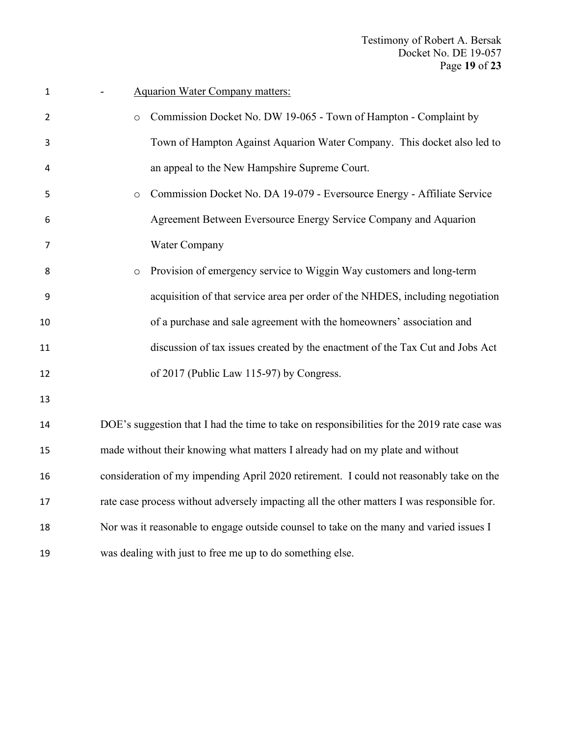- <u>Aquarion Water Company matters:</u>
    - Commission Docket No. DW 19-065 - Town of Hampton - Complaint by Town of Hampton Against Aquarion Water Company. This docket also led to an appeal to the New Hampshire Supreme Court.
    - Commission Docket No. DA 19-079 - Eversource Energy - Affiliate Service Agreement Between Eversource Energy Service Company and Aquarion Water Company
    - Provision of emergency service to Wiggin Way customers and long-term acquisition of that service area per order of the NHDES, including negotiation of a purchase and sale agreement with the homeowners' association and discussion of tax issues created by the enactment of the Tax Cut and Jobs Act of 2017 (Public Law 115-97) by Congress.

DOE's suggestion that I had the time to take on responsibilities for the 2019 rate case was made without their knowing what matters I already had on my plate and without consideration of my impending April 2020 retirement. I could not reasonably take on the rate case process without adversely impacting all the other matters I was responsible for. Nor was it reasonable to engage outside counsel to take on the many and varied issues I was dealing with just to free me up to do something else.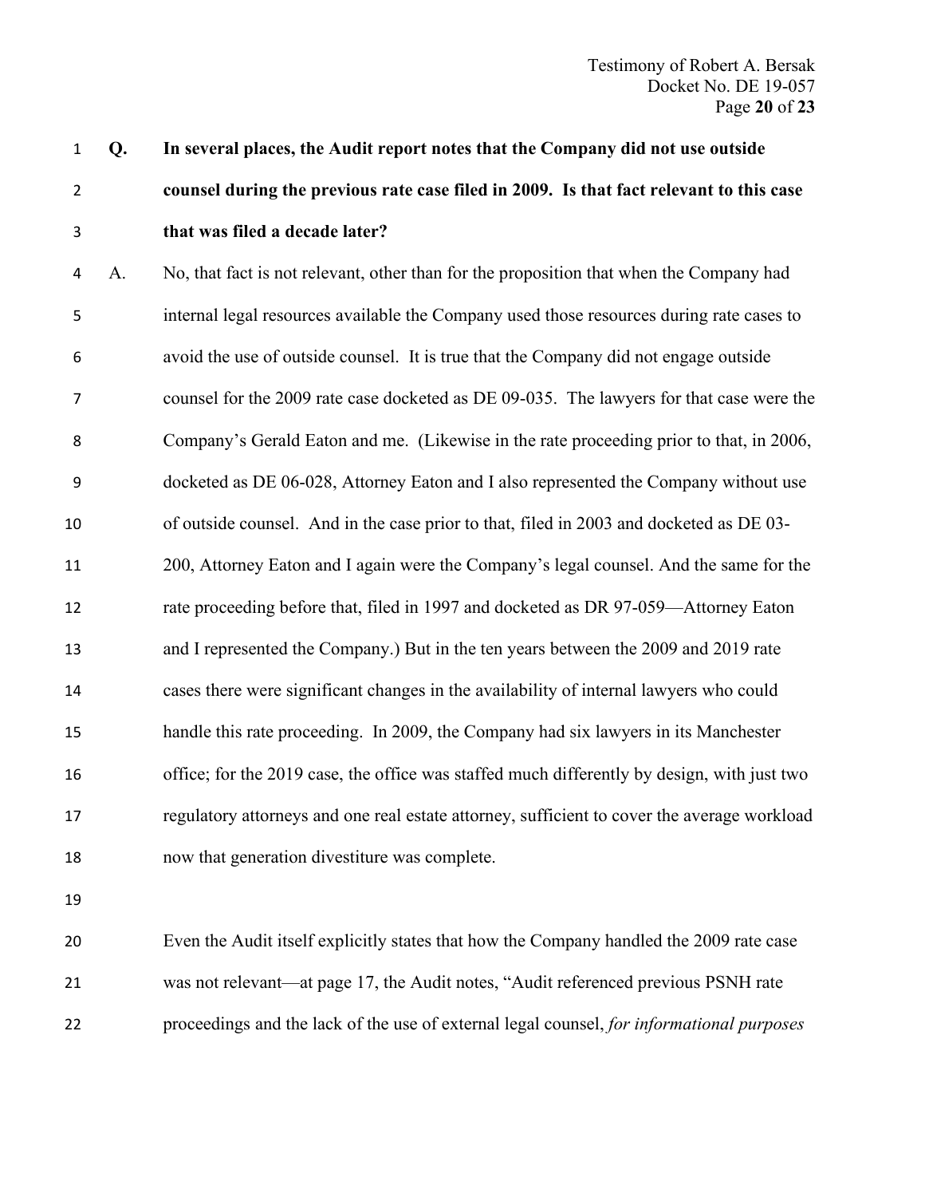**Q. In several places, the Audit report notes that the Company did not use outside counsel during the previous rate case filed in 2009. Is that fact relevant to this case that was filed a decade later?**

A. No, that fact is not relevant, other than for the proposition that when the Company had internal legal resources available the Company used those resources during rate cases to avoid the use of outside counsel. It is true that the Company did not engage outside counsel for the 2009 rate case docketed as DE 09-035. The lawyers for that case were the Company's Gerald Eaton and me. (Likewise in the rate proceeding prior to that, in 2006, docketed as DE 06-028, Attorney Eaton and I also represented the Company without use of outside counsel. And in the case prior to that, filed in 2003 and docketed as DE 03-200, Attorney Eaton and I again were the Company's legal counsel. And the same for the rate proceeding before that, filed in 1997 and docketed as DR 97-059—Attorney Eaton and I represented the Company.) But in the ten years between the 2009 and 2019 rate cases there were significant changes in the availability of internal lawyers who could handle this rate proceeding. In 2009, the Company had six lawyers in its Manchester office; for the 2019 case, the office was staffed much differently by design, with just two regulatory attorneys and one real estate attorney, sufficient to cover the average workload now that generation divestiture was complete.

Even the Audit itself explicitly states that how the Company handled the 2009 rate case was not relevant—at page 17, the Audit notes, "Audit referenced previous PSNH rate proceedings and the lack of the use of external legal counsel, *for informational purposes*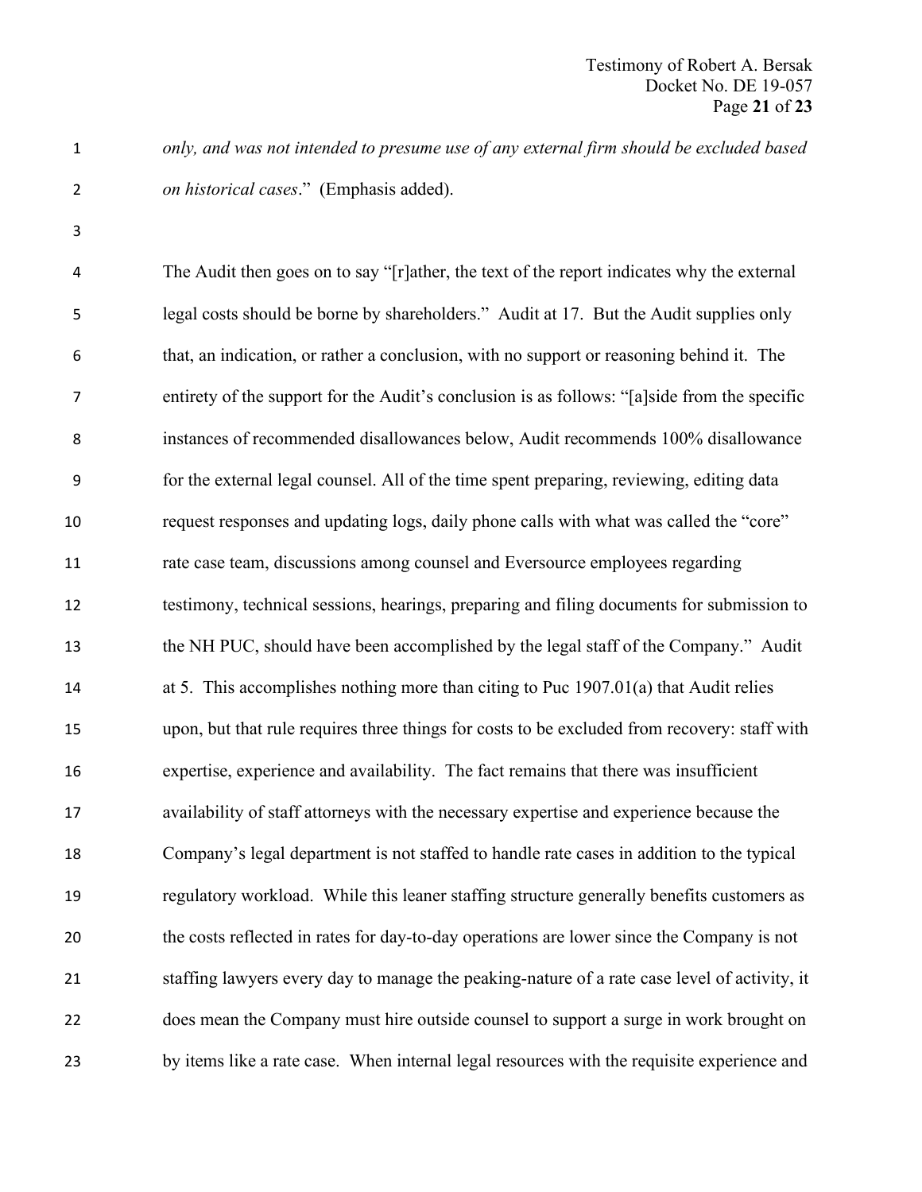*only, and was not intended to presume use of any external firm should be excluded based on historical cases*." (Emphasis added).

The Audit then goes on to say "[r]ather, the text of the report indicates why the external legal costs should be borne by shareholders." Audit at 17. But the Audit supplies only that, an indication, or rather a conclusion, with no support or reasoning behind it. The entirety of the support for the Audit's conclusion is as follows: "[a]side from the specific instances of recommended disallowances below, Audit recommends 100% disallowance for the external legal counsel. All of the time spent preparing, reviewing, editing data request responses and updating logs, daily phone calls with what was called the "core" rate case team, discussions among counsel and Eversource employees regarding testimony, technical sessions, hearings, preparing and filing documents for submission to the NH PUC, should have been accomplished by the legal staff of the Company." Audit at 5. This accomplishes nothing more than citing to Puc 1907.01(a) that Audit relies upon, but that rule requires three things for costs to be excluded from recovery: staff with expertise, experience and availability. The fact remains that there was insufficient availability of staff attorneys with the necessary expertise and experience because the Company's legal department is not staffed to handle rate cases in addition to the typical regulatory workload. While this leaner staffing structure generally benefits customers as the costs reflected in rates for day-to-day operations are lower since the Company is not staffing lawyers every day to manage the peaking-nature of a rate case level of activity, it does mean the Company must hire outside counsel to support a surge in work brought on by items like a rate case. When internal legal resources with the requisite experience and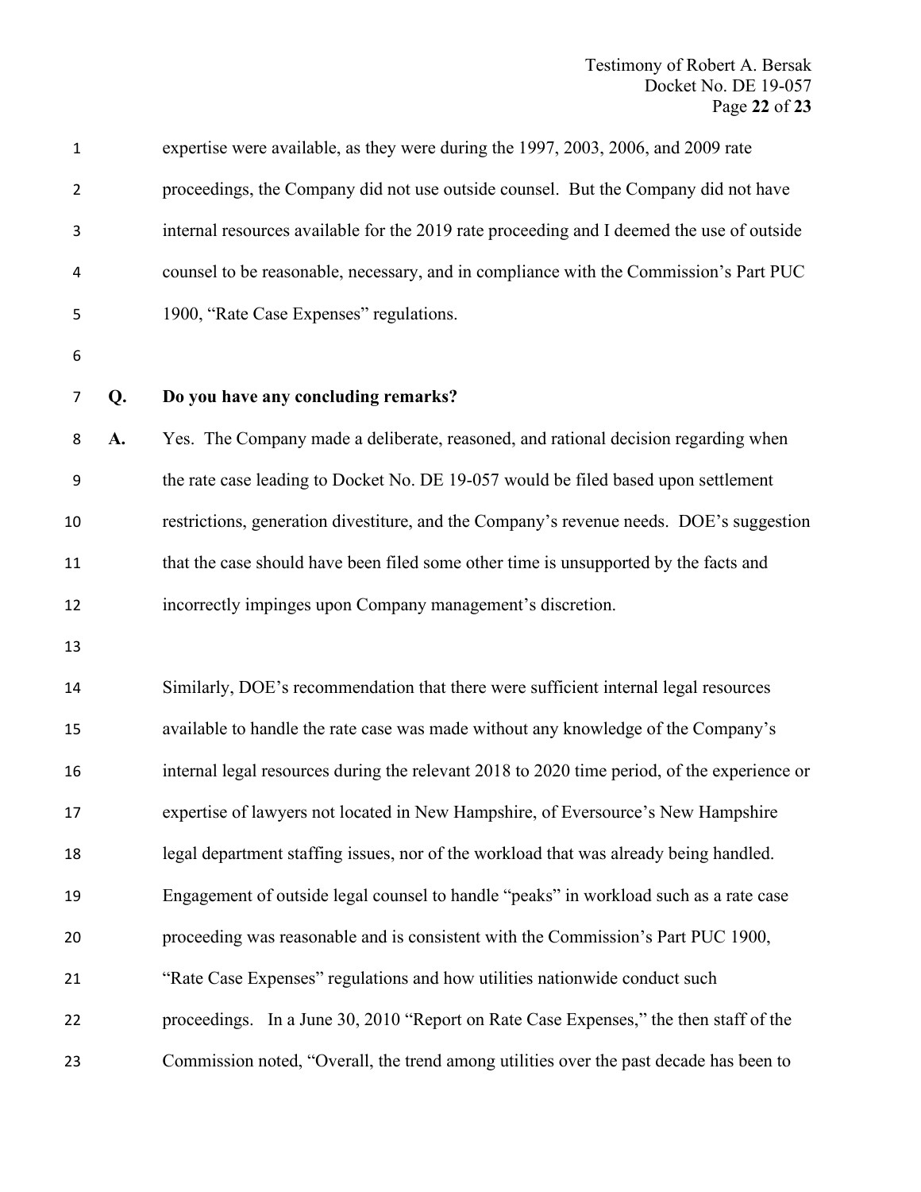expertise were available, as they were during the 1997, 2003, 2006, and 2009 rate proceedings, the Company did not use outside counsel. But the Company did not have internal resources available for the 2019 rate proceeding and I deemed the use of outside counsel to be reasonable, necessary, and in compliance with the Commission's Part PUC 1900, "Rate Case Expenses" regulations.

**Q. Do you have any concluding remarks?**

**A.** Yes. The Company made a deliberate, reasoned, and rational decision regarding when the rate case leading to Docket No. DE 19-057 would be filed based upon settlement restrictions, generation divestiture, and the Company's revenue needs. DOE's suggestion that the case should have been filed some other time is unsupported by the facts and incorrectly impinges upon Company management's discretion.

Similarly, DOE's recommendation that there were sufficient internal legal resources available to handle the rate case was made without any knowledge of the Company's internal legal resources during the relevant 2018 to 2020 time period, of the experience or expertise of lawyers not located in New Hampshire, of Eversource's New Hampshire legal department staffing issues, nor of the workload that was already being handled. Engagement of outside legal counsel to handle "peaks" in workload such as a rate case proceeding was reasonable and is consistent with the Commission's Part PUC 1900, "Rate Case Expenses" regulations and how utilities nationwide conduct such proceedings. In a June 30, 2010 "Report on Rate Case Expenses," the then staff of the Commission noted, "Overall, the trend among utilities over the past decade has been to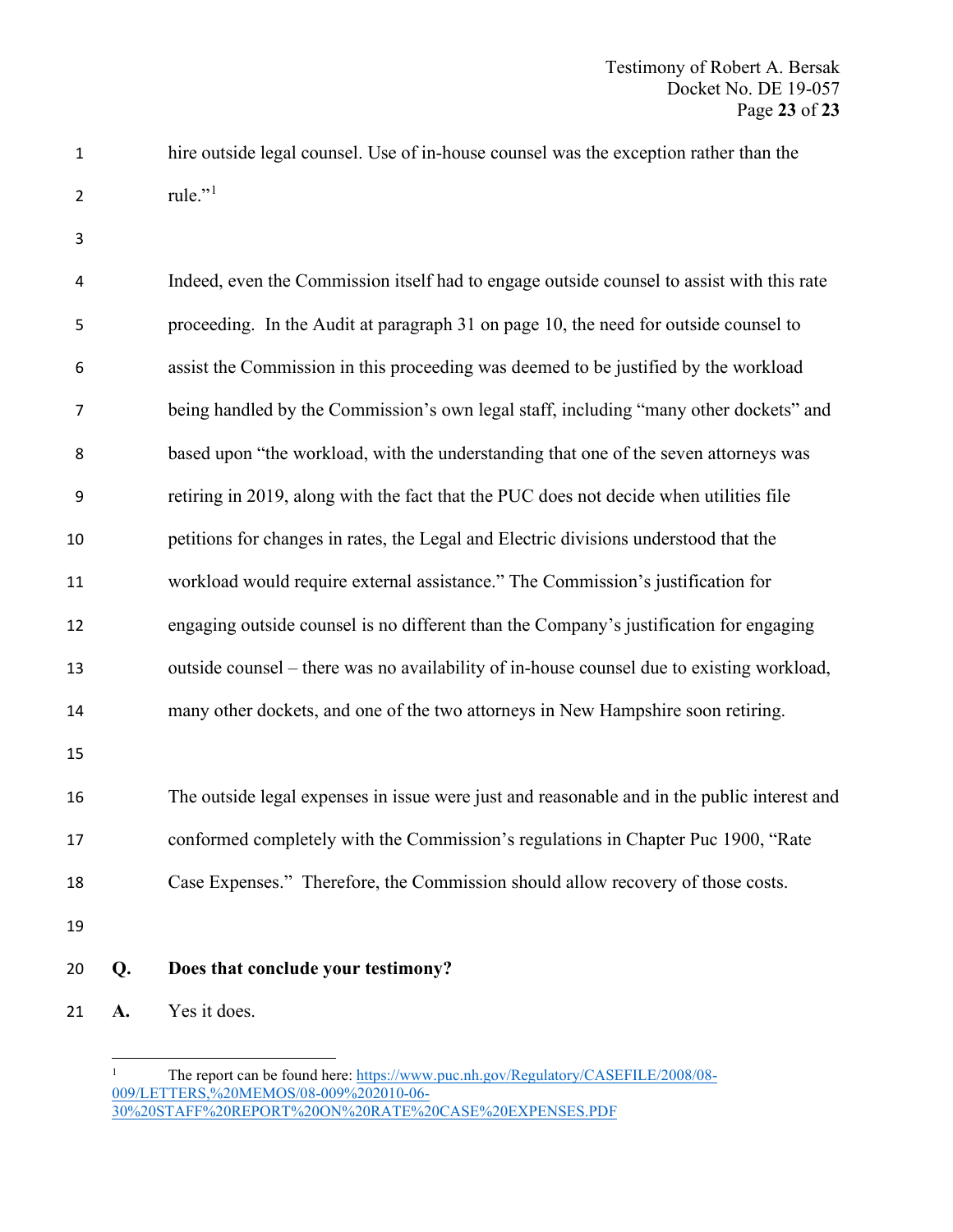hire outside legal counsel. Use of in-house counsel was the exception rather than the rule."[1]

Indeed, even the Commission itself had to engage outside counsel to assist with this rate proceeding. In the Audit at paragraph 31 on page 10, the need for outside counsel to assist the Commission in this proceeding was deemed to be justified by the workload being handled by the Commission's own legal staff, including "many other dockets" and based upon "the workload, with the understanding that one of the seven attorneys was retiring in 2019, along with the fact that the PUC does not decide when utilities file petitions for changes in rates, the Legal and Electric divisions understood that the workload would require external assistance." The Commission's justification for engaging outside counsel is no different than the Company's justification for engaging outside counsel – there was no availability of in-house counsel due to existing workload, many other dockets, and one of the two attorneys in New Hampshire soon retiring.

The outside legal expenses in issue were just and reasonable and in the public interest and conformed completely with the Commission's regulations in Chapter Puc 1900, "Rate Case Expenses." Therefore, the Commission should allow recovery of those costs.

**Q. Does that conclude your testimony?**

**A.** Yes it does.

---

[1] The report can be found here: https://www.puc.nh.gov/Regulatory/CASEFILE/2008/08-009/LETTERS,%20MEMOS/08-009%202010-06-30%20STAFF%20REPORT%20ON%20RATE%20CASE%20EXPENSES.PDF